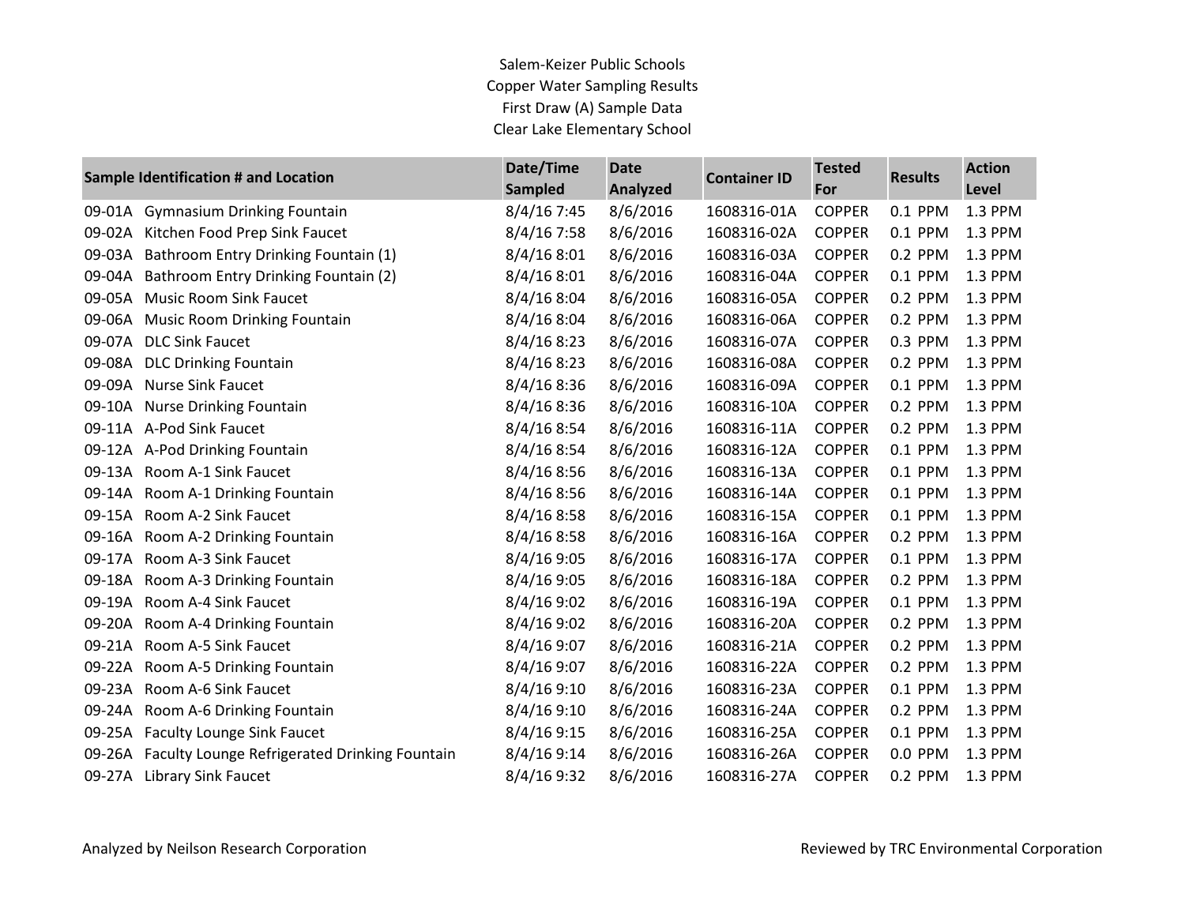Salem-Keizer Public Schools
Copper Water Sampling Results
First Draw (A) Sample Data
Clear Lake Elementary School

| Sample Identification # and Location | Date/Time Sampled | Date Analyzed | Container ID | Tested For | Results | Action Level |
|---|---|---|---|---|---|---|
| 09-01A Gymnasium Drinking Fountain | 8/4/16 7:45 | 8/6/2016 | 1608316-01A | COPPER | 0.1 PPM | 1.3 PPM |
| 09-02A Kitchen Food Prep Sink Faucet | 8/4/16 7:58 | 8/6/2016 | 1608316-02A | COPPER | 0.1 PPM | 1.3 PPM |
| 09-03A Bathroom Entry Drinking Fountain (1) | 8/4/16 8:01 | 8/6/2016 | 1608316-03A | COPPER | 0.2 PPM | 1.3 PPM |
| 09-04A Bathroom Entry Drinking Fountain (2) | 8/4/16 8:01 | 8/6/2016 | 1608316-04A | COPPER | 0.1 PPM | 1.3 PPM |
| 09-05A Music Room Sink Faucet | 8/4/16 8:04 | 8/6/2016 | 1608316-05A | COPPER | 0.2 PPM | 1.3 PPM |
| 09-06A Music Room Drinking Fountain | 8/4/16 8:04 | 8/6/2016 | 1608316-06A | COPPER | 0.2 PPM | 1.3 PPM |
| 09-07A DLC Sink Faucet | 8/4/16 8:23 | 8/6/2016 | 1608316-07A | COPPER | 0.3 PPM | 1.3 PPM |
| 09-08A DLC Drinking Fountain | 8/4/16 8:23 | 8/6/2016 | 1608316-08A | COPPER | 0.2 PPM | 1.3 PPM |
| 09-09A Nurse Sink Faucet | 8/4/16 8:36 | 8/6/2016 | 1608316-09A | COPPER | 0.1 PPM | 1.3 PPM |
| 09-10A Nurse Drinking Fountain | 8/4/16 8:36 | 8/6/2016 | 1608316-10A | COPPER | 0.2 PPM | 1.3 PPM |
| 09-11A A-Pod Sink Faucet | 8/4/16 8:54 | 8/6/2016 | 1608316-11A | COPPER | 0.2 PPM | 1.3 PPM |
| 09-12A A-Pod Drinking Fountain | 8/4/16 8:54 | 8/6/2016 | 1608316-12A | COPPER | 0.1 PPM | 1.3 PPM |
| 09-13A Room A-1 Sink Faucet | 8/4/16 8:56 | 8/6/2016 | 1608316-13A | COPPER | 0.1 PPM | 1.3 PPM |
| 09-14A Room A-1 Drinking Fountain | 8/4/16 8:56 | 8/6/2016 | 1608316-14A | COPPER | 0.1 PPM | 1.3 PPM |
| 09-15A Room A-2 Sink Faucet | 8/4/16 8:58 | 8/6/2016 | 1608316-15A | COPPER | 0.1 PPM | 1.3 PPM |
| 09-16A Room A-2 Drinking Fountain | 8/4/16 8:58 | 8/6/2016 | 1608316-16A | COPPER | 0.2 PPM | 1.3 PPM |
| 09-17A Room A-3 Sink Faucet | 8/4/16 9:05 | 8/6/2016 | 1608316-17A | COPPER | 0.1 PPM | 1.3 PPM |
| 09-18A Room A-3 Drinking Fountain | 8/4/16 9:05 | 8/6/2016 | 1608316-18A | COPPER | 0.2 PPM | 1.3 PPM |
| 09-19A Room A-4 Sink Faucet | 8/4/16 9:02 | 8/6/2016 | 1608316-19A | COPPER | 0.1 PPM | 1.3 PPM |
| 09-20A Room A-4 Drinking Fountain | 8/4/16 9:02 | 8/6/2016 | 1608316-20A | COPPER | 0.2 PPM | 1.3 PPM |
| 09-21A Room A-5 Sink Faucet | 8/4/16 9:07 | 8/6/2016 | 1608316-21A | COPPER | 0.2 PPM | 1.3 PPM |
| 09-22A Room A-5 Drinking Fountain | 8/4/16 9:07 | 8/6/2016 | 1608316-22A | COPPER | 0.2 PPM | 1.3 PPM |
| 09-23A Room A-6 Sink Faucet | 8/4/16 9:10 | 8/6/2016 | 1608316-23A | COPPER | 0.1 PPM | 1.3 PPM |
| 09-24A Room A-6 Drinking Fountain | 8/4/16 9:10 | 8/6/2016 | 1608316-24A | COPPER | 0.2 PPM | 1.3 PPM |
| 09-25A Faculty Lounge Sink Faucet | 8/4/16 9:15 | 8/6/2016 | 1608316-25A | COPPER | 0.1 PPM | 1.3 PPM |
| 09-26A Faculty Lounge Refrigerated Drinking Fountain | 8/4/16 9:14 | 8/6/2016 | 1608316-26A | COPPER | 0.0 PPM | 1.3 PPM |
| 09-27A Library Sink Faucet | 8/4/16 9:32 | 8/6/2016 | 1608316-27A | COPPER | 0.2 PPM | 1.3 PPM |

Analyzed by Neilson Research Corporation

Reviewed by TRC Environmental Corporation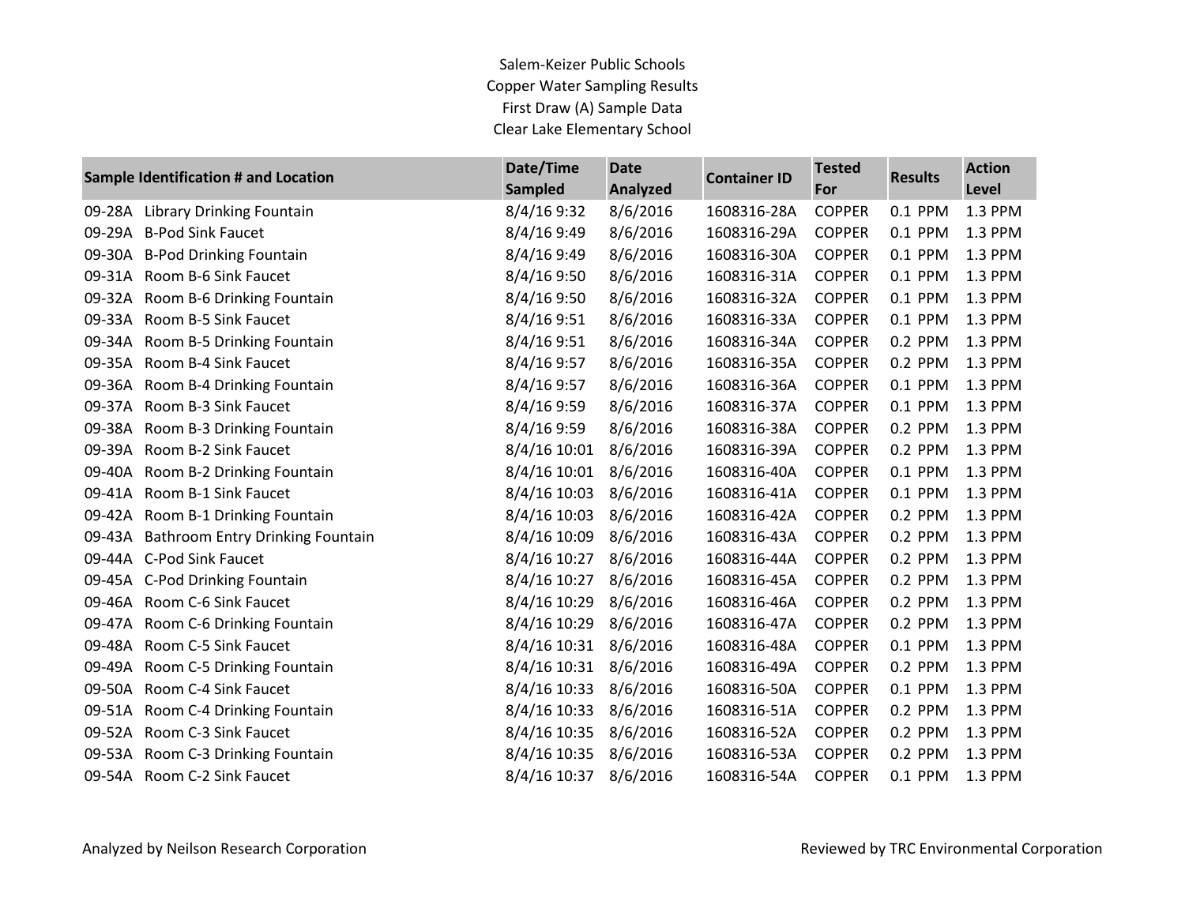Salem-Keizer Public Schools
Copper Water Sampling Results
First Draw (A) Sample Data
Clear Lake Elementary School

| Sample Identification # and Location | Date/Time Sampled | Date Analyzed | Container ID | Tested For | Results | Action Level |
|---|---|---|---|---|---|---|
| 09-28A Library Drinking Fountain | 8/4/16 9:32 | 8/6/2016 | 1608316-28A | COPPER | 0.1 PPM | 1.3 PPM |
| 09-29A B-Pod Sink Faucet | 8/4/16 9:49 | 8/6/2016 | 1608316-29A | COPPER | 0.1 PPM | 1.3 PPM |
| 09-30A B-Pod Drinking Fountain | 8/4/16 9:49 | 8/6/2016 | 1608316-30A | COPPER | 0.1 PPM | 1.3 PPM |
| 09-31A Room B-6 Sink Faucet | 8/4/16 9:50 | 8/6/2016 | 1608316-31A | COPPER | 0.1 PPM | 1.3 PPM |
| 09-32A Room B-6 Drinking Fountain | 8/4/16 9:50 | 8/6/2016 | 1608316-32A | COPPER | 0.1 PPM | 1.3 PPM |
| 09-33A Room B-5 Sink Faucet | 8/4/16 9:51 | 8/6/2016 | 1608316-33A | COPPER | 0.1 PPM | 1.3 PPM |
| 09-34A Room B-5 Drinking Fountain | 8/4/16 9:51 | 8/6/2016 | 1608316-34A | COPPER | 0.2 PPM | 1.3 PPM |
| 09-35A Room B-4 Sink Faucet | 8/4/16 9:57 | 8/6/2016 | 1608316-35A | COPPER | 0.2 PPM | 1.3 PPM |
| 09-36A Room B-4 Drinking Fountain | 8/4/16 9:57 | 8/6/2016 | 1608316-36A | COPPER | 0.1 PPM | 1.3 PPM |
| 09-37A Room B-3 Sink Faucet | 8/4/16 9:59 | 8/6/2016 | 1608316-37A | COPPER | 0.1 PPM | 1.3 PPM |
| 09-38A Room B-3 Drinking Fountain | 8/4/16 9:59 | 8/6/2016 | 1608316-38A | COPPER | 0.2 PPM | 1.3 PPM |
| 09-39A Room B-2 Sink Faucet | 8/4/16 10:01 | 8/6/2016 | 1608316-39A | COPPER | 0.2 PPM | 1.3 PPM |
| 09-40A Room B-2 Drinking Fountain | 8/4/16 10:01 | 8/6/2016 | 1608316-40A | COPPER | 0.1 PPM | 1.3 PPM |
| 09-41A Room B-1 Sink Faucet | 8/4/16 10:03 | 8/6/2016 | 1608316-41A | COPPER | 0.1 PPM | 1.3 PPM |
| 09-42A Room B-1 Drinking Fountain | 8/4/16 10:03 | 8/6/2016 | 1608316-42A | COPPER | 0.2 PPM | 1.3 PPM |
| 09-43A Bathroom Entry Drinking Fountain | 8/4/16 10:09 | 8/6/2016 | 1608316-43A | COPPER | 0.2 PPM | 1.3 PPM |
| 09-44A C-Pod Sink Faucet | 8/4/16 10:27 | 8/6/2016 | 1608316-44A | COPPER | 0.2 PPM | 1.3 PPM |
| 09-45A C-Pod Drinking Fountain | 8/4/16 10:27 | 8/6/2016 | 1608316-45A | COPPER | 0.2 PPM | 1.3 PPM |
| 09-46A Room C-6 Sink Faucet | 8/4/16 10:29 | 8/6/2016 | 1608316-46A | COPPER | 0.2 PPM | 1.3 PPM |
| 09-47A Room C-6 Drinking Fountain | 8/4/16 10:29 | 8/6/2016 | 1608316-47A | COPPER | 0.2 PPM | 1.3 PPM |
| 09-48A Room C-5 Sink Faucet | 8/4/16 10:31 | 8/6/2016 | 1608316-48A | COPPER | 0.1 PPM | 1.3 PPM |
| 09-49A Room C-5 Drinking Fountain | 8/4/16 10:31 | 8/6/2016 | 1608316-49A | COPPER | 0.2 PPM | 1.3 PPM |
| 09-50A Room C-4 Sink Faucet | 8/4/16 10:33 | 8/6/2016 | 1608316-50A | COPPER | 0.1 PPM | 1.3 PPM |
| 09-51A Room C-4 Drinking Fountain | 8/4/16 10:33 | 8/6/2016 | 1608316-51A | COPPER | 0.2 PPM | 1.3 PPM |
| 09-52A Room C-3 Sink Faucet | 8/4/16 10:35 | 8/6/2016 | 1608316-52A | COPPER | 0.2 PPM | 1.3 PPM |
| 09-53A Room C-3 Drinking Fountain | 8/4/16 10:35 | 8/6/2016 | 1608316-53A | COPPER | 0.2 PPM | 1.3 PPM |
| 09-54A Room C-2 Sink Faucet | 8/4/16 10:37 | 8/6/2016 | 1608316-54A | COPPER | 0.1 PPM | 1.3 PPM |

Analyzed by Neilson Research Corporation

Reviewed by TRC Environmental Corporation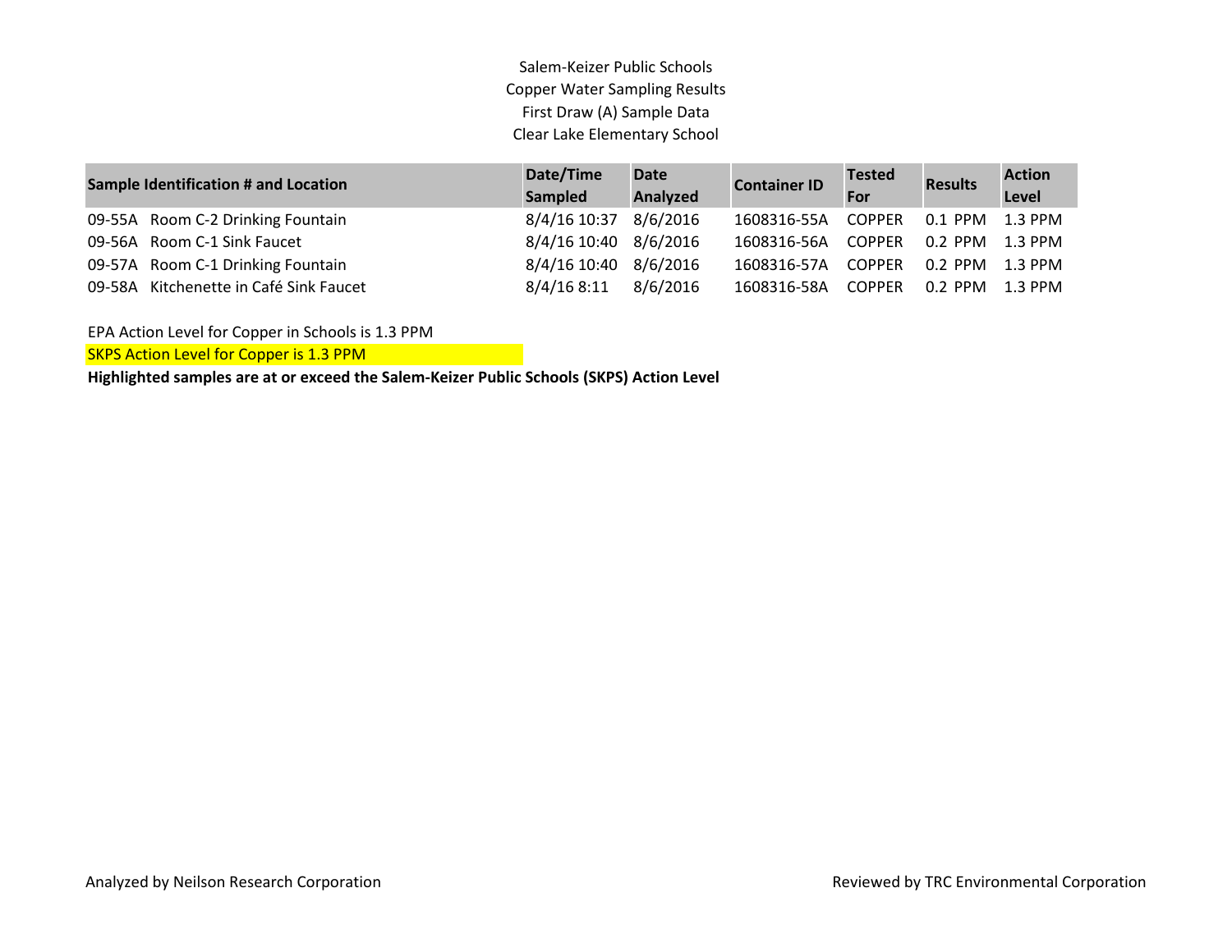Salem-Keizer Public Schools
Copper Water Sampling Results
First Draw (A) Sample Data
Clear Lake Elementary School

| Sample Identification # and Location | Date/Time Sampled | Date Analyzed | Container ID | Tested For | Results | Action Level |
|---|---|---|---|---|---|---|
| 09-55A Room C-2 Drinking Fountain | 8/4/16 10:37 | 8/6/2016 | 1608316-55A | COPPER | 0.1 PPM | 1.3 PPM |
| 09-56A Room C-1 Sink Faucet | 8/4/16 10:40 | 8/6/2016 | 1608316-56A | COPPER | 0.2 PPM | 1.3 PPM |
| 09-57A Room C-1 Drinking Fountain | 8/4/16 10:40 | 8/6/2016 | 1608316-57A | COPPER | 0.2 PPM | 1.3 PPM |
| 09-58A Kitchenette in Café Sink Faucet | 8/4/16 8:11 | 8/6/2016 | 1608316-58A | COPPER | 0.2 PPM | 1.3 PPM |

EPA Action Level for Copper in Schools is 1.3 PPM

SKPS Action Level for Copper is 1.3 PPM

**Highlighted samples are at or exceed the Salem-Keizer Public Schools (SKPS) Action Level**

Analyzed by Neilson Research Corporation

Reviewed by TRC Environmental Corporation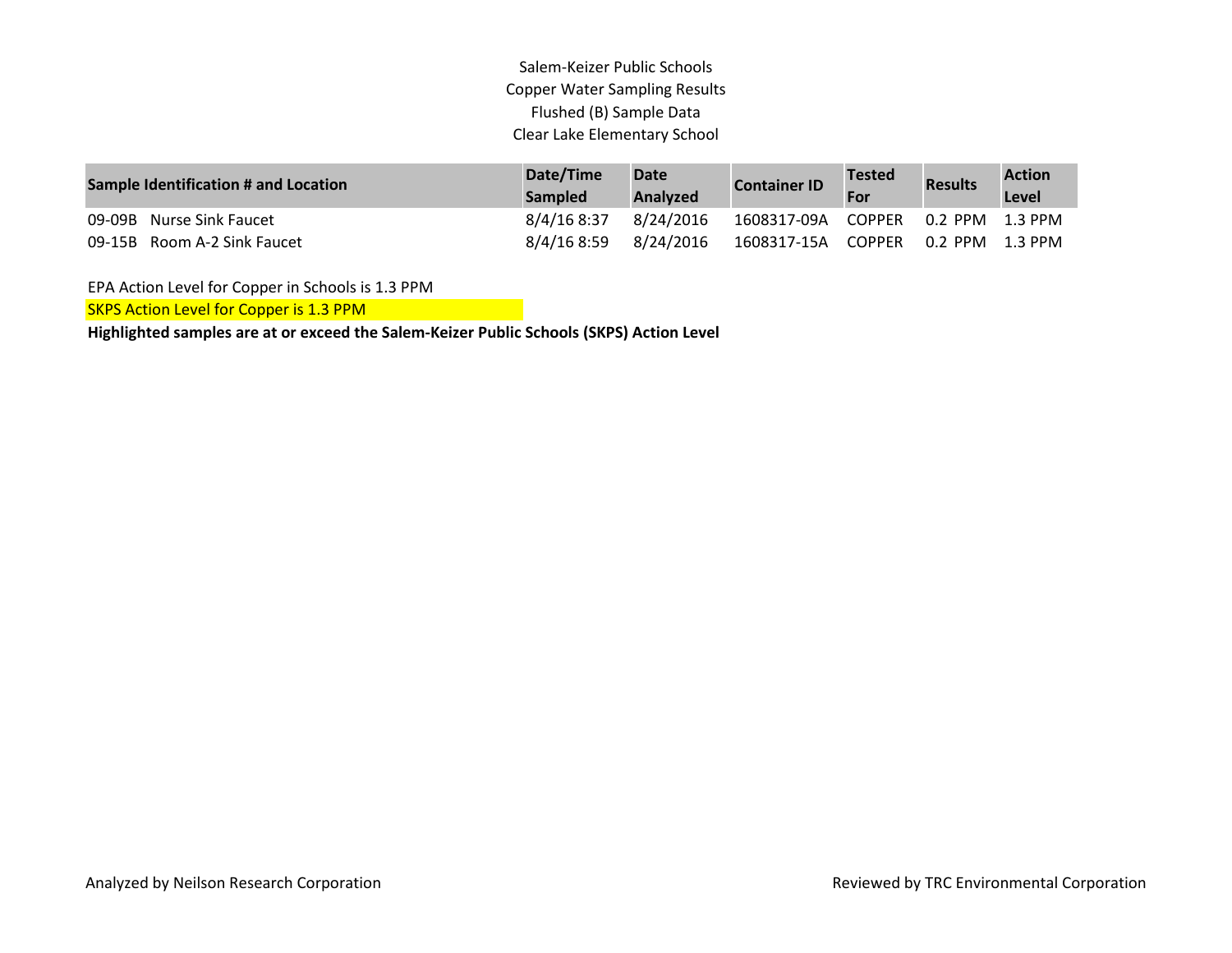Salem-Keizer Public Schools
Copper Water Sampling Results
Flushed (B) Sample Data
Clear Lake Elementary School

| Sample Identification # and Location | Date/Time Sampled | Date Analyzed | Container ID | Tested For | Results | Action Level |
|---|---|---|---|---|---|---|
| 09-09B Nurse Sink Faucet | 8/4/16 8:37 | 8/24/2016 | 1608317-09A | COPPER | 0.2 PPM | 1.3 PPM |
| 09-15B Room A-2 Sink Faucet | 8/4/16 8:59 | 8/24/2016 | 1608317-15A | COPPER | 0.2 PPM | 1.3 PPM |

EPA Action Level for Copper in Schools is 1.3 PPM

SKPS Action Level for Copper is 1.3 PPM

**Highlighted samples are at or exceed the Salem-Keizer Public Schools (SKPS) Action Level**

Analyzed by Neilson Research Corporation

Reviewed by TRC Environmental Corporation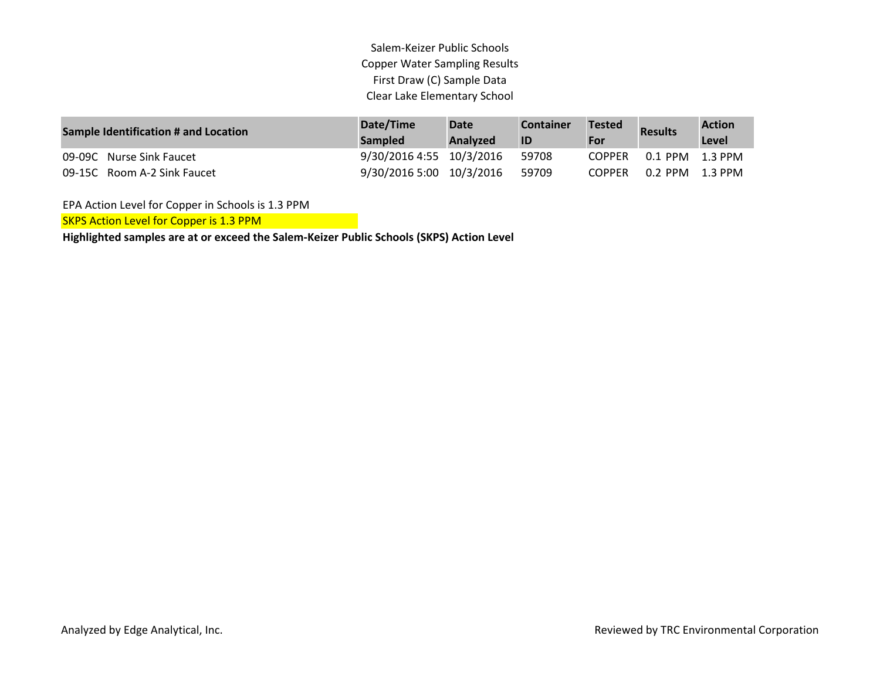Salem-Keizer Public Schools
Copper Water Sampling Results
First Draw (C) Sample Data
Clear Lake Elementary School

| Sample Identification # and Location | Date/Time Sampled | Date Analyzed | Container ID | Tested For | Results | Action Level |
|---|---|---|---|---|---|---|
| 09-09C Nurse Sink Faucet | 9/30/2016 4:55 | 10/3/2016 | 59708 | COPPER | 0.1 PPM | 1.3 PPM |
| 09-15C Room A-2 Sink Faucet | 9/30/2016 5:00 | 10/3/2016 | 59709 | COPPER | 0.2 PPM | 1.3 PPM |

EPA Action Level for Copper in Schools is 1.3 PPM

SKPS Action Level for Copper is 1.3 PPM

**Highlighted samples are at or exceed the Salem-Keizer Public Schools (SKPS) Action Level**

Analyzed by Edge Analytical, Inc.

Reviewed by TRC Environmental Corporation